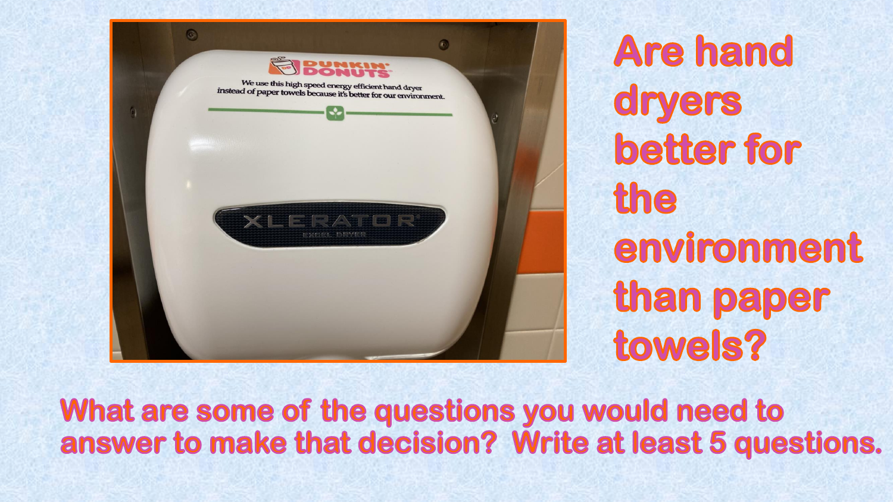# Are hand dryers better for the environment than paper towels?

**What are some of the questions you would need to answer to make that decision? Write at least 5 questions.**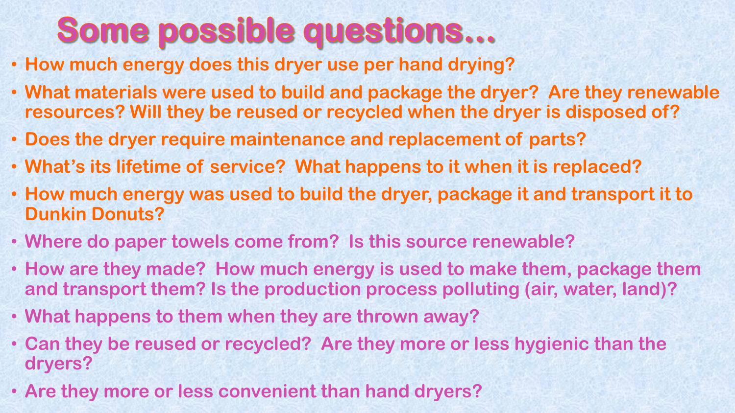# Some possible questions…

- How much energy does this dryer use per hand drying?
- What materials were used to build and package the dryer? Are they renewable resources? Will they be reused or recycled when the dryer is disposed of?
- Does the dryer require maintenance and replacement of parts?
- What's its lifetime of service? What happens to it when it is replaced?
- How much energy was used to build the dryer, package it and transport it to Dunkin Donuts?
- Where do paper towels come from? Is this source renewable?
- How are they made? How much energy is used to make them, package them and transport them? Is the production process polluting (air, water, land)?
- What happens to them when they are thrown away?
- Can they be reused or recycled? Are they more or less hygienic than the dryers?
- Are they more or less convenient than hand dryers?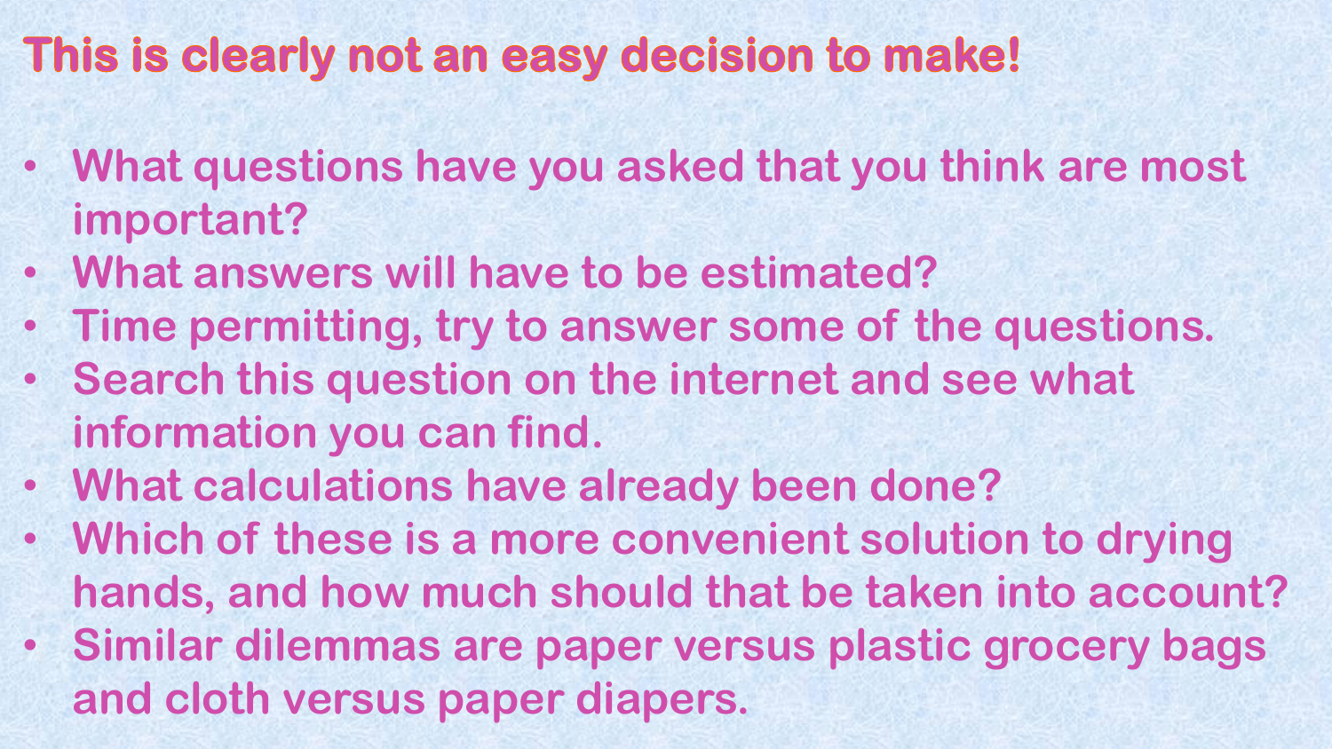# This is clearly not an easy decision to make!

- What questions have you asked that you think are most important?
- What answers will have to be estimated?
- Time permitting, try to answer some of the questions.
- Search this question on the internet and see what information you can find.
- What calculations have already been done?
- Which of these is a more convenient solution to drying hands, and how much should that be taken into account?
- Similar dilemmas are paper versus plastic grocery bags and cloth versus paper diapers.